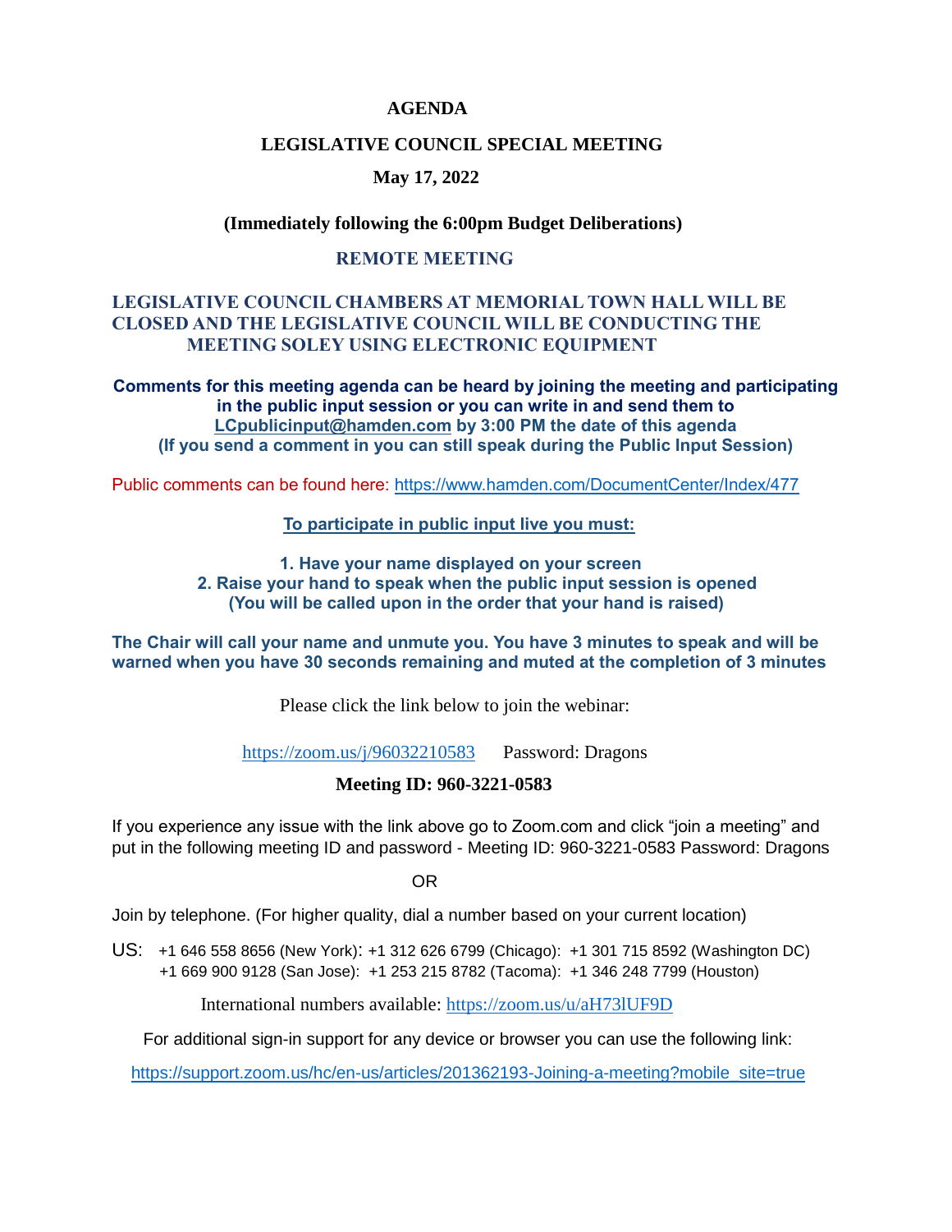# AGENDA

## LEGISLATIVE COUNCIL SPECIAL MEETING

**May 17, 2022**

**(Immediately following the 6:00pm Budget Deliberations)**

**REMOTE MEETING**

**LEGISLATIVE COUNCIL CHAMBERS AT MEMORIAL TOWN HALL WILL BE CLOSED AND THE LEGISLATIVE COUNCIL WILL BE CONDUCTING THE MEETING SOLEY USING ELECTRONIC EQUIPMENT**

**Comments for this meeting agenda can be heard by joining the meeting and participating in the public input session or you can write in and send them to LCpublicinput@hamden.com by 3:00 PM the date of this agenda (If you send a comment in you can still speak during the Public Input Session)**

Public comments can be found here: https://www.hamden.com/DocumentCenter/Index/477

**To participate in public input live you must:**

**1. Have your name displayed on your screen**
**2. Raise your hand to speak when the public input session is opened (You will be called upon in the order that your hand is raised)**

**The Chair will call your name and unmute you. You have 3 minutes to speak and will be warned when you have 30 seconds remaining and muted at the completion of 3 minutes**

Please click the link below to join the webinar:

https://zoom.us/j/96032210583 Password: Dragons

**Meeting ID: 960-3221-0583**

If you experience any issue with the link above go to Zoom.com and click "join a meeting" and put in the following meeting ID and password - Meeting ID: 960-3221-0583 Password: Dragons

OR

Join by telephone. (For higher quality, dial a number based on your current location)

US: +1 646 558 8656 (New York): +1 312 626 6799 (Chicago): +1 301 715 8592 (Washington DC) +1 669 900 9128 (San Jose): +1 253 215 8782 (Tacoma): +1 346 248 7799 (Houston)

International numbers available: https://zoom.us/u/aH73lUF9D

For additional sign-in support for any device or browser you can use the following link:

https://support.zoom.us/hc/en-us/articles/201362193-Joining-a-meeting?mobile_site=true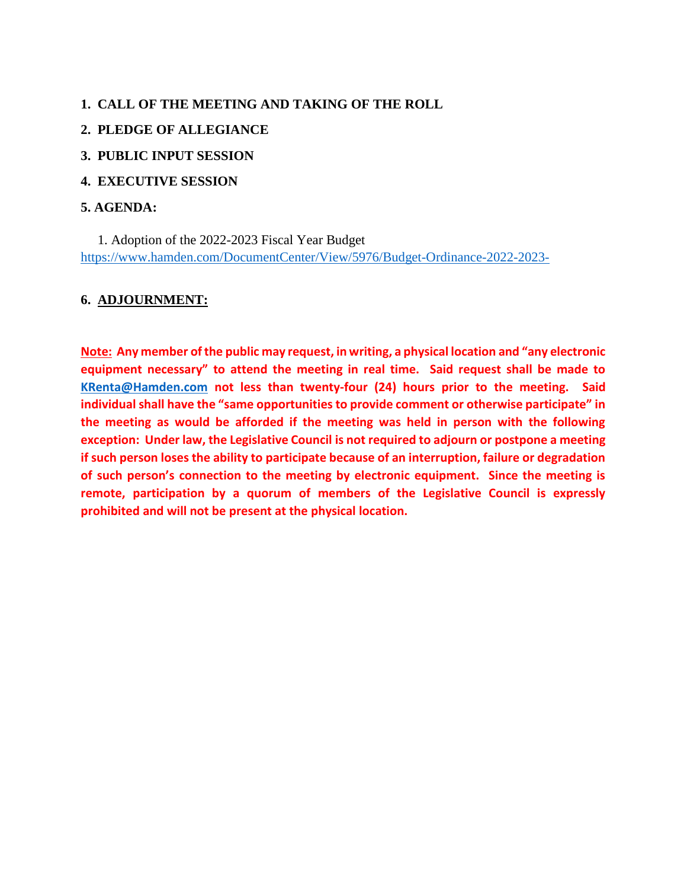**1. CALL OF THE MEETING AND TAKING OF THE ROLL**

**2. PLEDGE OF ALLEGIANCE**

**3. PUBLIC INPUT SESSION**

**4. EXECUTIVE SESSION**

**5. AGENDA:**

1. Adoption of the 2022-2023 Fiscal Year Budget
https://www.hamden.com/DocumentCenter/View/5976/Budget-Ordinance-2022-2023-

**6. ADJOURNMENT:**

**Note: Any member of the public may request, in writing, a physical location and "any electronic equipment necessary" to attend the meeting in real time. Said request shall be made to KRenta@Hamden.com not less than twenty-four (24) hours prior to the meeting. Said individual shall have the "same opportunities to provide comment or otherwise participate" in the meeting as would be afforded if the meeting was held in person with the following exception: Under law, the Legislative Council is not required to adjourn or postpone a meeting if such person loses the ability to participate because of an interruption, failure or degradation of such person's connection to the meeting by electronic equipment. Since the meeting is remote, participation by a quorum of members of the Legislative Council is expressly prohibited and will not be present at the physical location.**